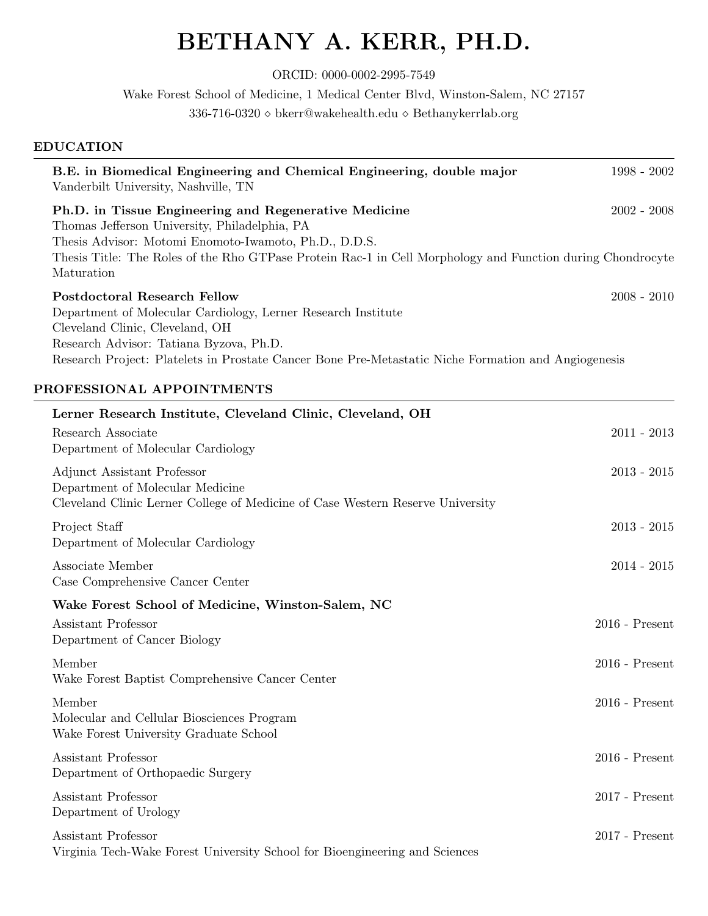# BETHANY A. KERR, PH.D.

ORCID: 0000-0002-2995-7549

Wake Forest School of Medicine, 1 Medical Center Blvd, Winston-Salem, NC 27157

336-716-0320 ⋄ bkerr@wakehealth.edu ⋄ Bethanykerrlab.org

## EDUCATION

**B.E. in Biomedical Engineering and Chemical Engineering, double major** 1998 - 2002
Vanderbilt University, Nashville, TN

**Ph.D. in Tissue Engineering and Regenerative Medicine** 2002 - 2008
Thomas Jefferson University, Philadelphia, PA
Thesis Advisor: Motomi Enomoto-Iwamoto, Ph.D., D.D.S.
Thesis Title: The Roles of the Rho GTPase Protein Rac-1 in Cell Morphology and Function during Chondrocyte Maturation

**Postdoctoral Research Fellow** 2008 - 2010
Department of Molecular Cardiology, Lerner Research Institute
Cleveland Clinic, Cleveland, OH
Research Advisor: Tatiana Byzova, Ph.D.
Research Project: Platelets in Prostate Cancer Bone Pre-Metastatic Niche Formation and Angiogenesis

## PROFESSIONAL APPOINTMENTS

**Lerner Research Institute, Cleveland Clinic, Cleveland, OH**

Research Associate 2011 - 2013
Department of Molecular Cardiology

Adjunct Assistant Professor 2013 - 2015
Department of Molecular Medicine
Cleveland Clinic Lerner College of Medicine of Case Western Reserve University

Project Staff 2013 - 2015
Department of Molecular Cardiology

Associate Member 2014 - 2015
Case Comprehensive Cancer Center

**Wake Forest School of Medicine, Winston-Salem, NC**

Assistant Professor 2016 - Present
Department of Cancer Biology

Member 2016 - Present
Wake Forest Baptist Comprehensive Cancer Center

Member 2016 - Present
Molecular and Cellular Biosciences Program
Wake Forest University Graduate School

Assistant Professor 2016 - Present
Department of Orthopaedic Surgery

Assistant Professor 2017 - Present
Department of Urology

Assistant Professor 2017 - Present
Virginia Tech-Wake Forest University School for Bioengineering and Sciences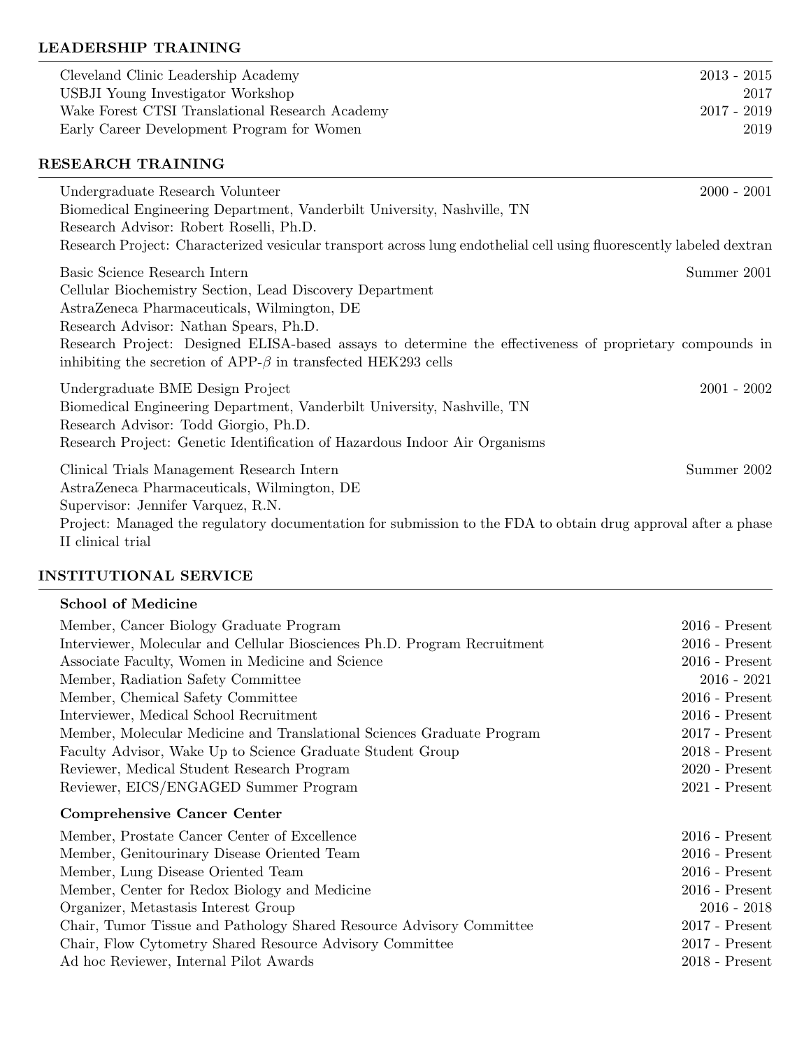## LEADERSHIP TRAINING

Cleveland Clinic Leadership Academy 2013 - 2015
USBJI Young Investigator Workshop 2017
Wake Forest CTSI Translational Research Academy 2017 - 2019
Early Career Development Program for Women 2019

## RESEARCH TRAINING

Undergraduate Research Volunteer 2000 - 2001
Biomedical Engineering Department, Vanderbilt University, Nashville, TN
Research Advisor: Robert Roselli, Ph.D.
Research Project: Characterized vesicular transport across lung endothelial cell using fluorescently labeled dextran

Basic Science Research Intern Summer 2001
Cellular Biochemistry Section, Lead Discovery Department
AstraZeneca Pharmaceuticals, Wilmington, DE
Research Advisor: Nathan Spears, Ph.D.
Research Project: Designed ELISA-based assays to determine the effectiveness of proprietary compounds in inhibiting the secretion of APP-$\beta$ in transfected HEK293 cells

Undergraduate BME Design Project 2001 - 2002
Biomedical Engineering Department, Vanderbilt University, Nashville, TN
Research Advisor: Todd Giorgio, Ph.D.
Research Project: Genetic Identification of Hazardous Indoor Air Organisms

Clinical Trials Management Research Intern Summer 2002
AstraZeneca Pharmaceuticals, Wilmington, DE
Supervisor: Jennifer Varquez, R.N.
Project: Managed the regulatory documentation for submission to the FDA to obtain drug approval after a phase II clinical trial

## INSTITUTIONAL SERVICE

### School of Medicine

Member, Cancer Biology Graduate Program 2016 - Present
Interviewer, Molecular and Cellular Biosciences Ph.D. Program Recruitment 2016 - Present
Associate Faculty, Women in Medicine and Science 2016 - Present
Member, Radiation Safety Committee 2016 - 2021
Member, Chemical Safety Committee 2016 - Present
Interviewer, Medical School Recruitment 2016 - Present
Member, Molecular Medicine and Translational Sciences Graduate Program 2017 - Present
Faculty Advisor, Wake Up to Science Graduate Student Group 2018 - Present
Reviewer, Medical Student Research Program 2020 - Present
Reviewer, EICS/ENGAGED Summer Program 2021 - Present

### Comprehensive Cancer Center

Member, Prostate Cancer Center of Excellence 2016 - Present
Member, Genitourinary Disease Oriented Team 2016 - Present
Member, Lung Disease Oriented Team 2016 - Present
Member, Center for Redox Biology and Medicine 2016 - Present
Organizer, Metastasis Interest Group 2016 - 2018
Chair, Tumor Tissue and Pathology Shared Resource Advisory Committee 2017 - Present
Chair, Flow Cytometry Shared Resource Advisory Committee 2017 - Present
Ad hoc Reviewer, Internal Pilot Awards 2018 - Present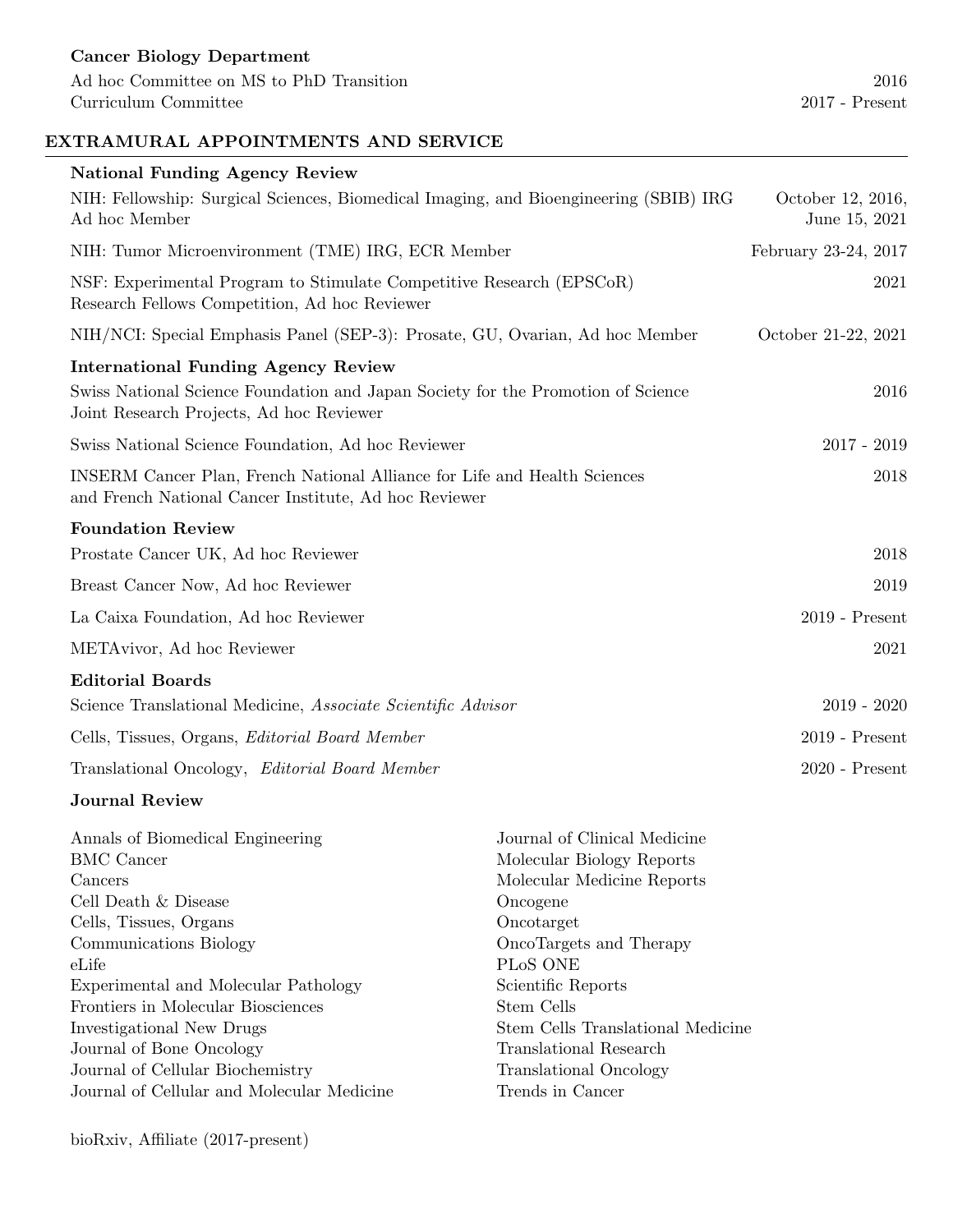### Cancer Biology Department

Ad hoc Committee on MS to PhD Transition — 2016
Curriculum Committee — 2017 - Present

## EXTRAMURAL APPOINTMENTS AND SERVICE

### National Funding Agency Review

NIH: Fellowship: Surgical Sciences, Biomedical Imaging, and Bioengineering (SBIB) IRG Ad hoc Member — October 12, 2016, June 15, 2021

NIH: Tumor Microenvironment (TME) IRG, ECR Member — February 23-24, 2017

NSF: Experimental Program to Stimulate Competitive Research (EPSCoR) Research Fellows Competition, Ad hoc Reviewer — 2021

NIH/NCI: Special Emphasis Panel (SEP-3): Prosate, GU, Ovarian, Ad hoc Member — October 21-22, 2021

### International Funding Agency Review

Swiss National Science Foundation and Japan Society for the Promotion of Science Joint Research Projects, Ad hoc Reviewer — 2016

Swiss National Science Foundation, Ad hoc Reviewer — 2017 - 2019

INSERM Cancer Plan, French National Alliance for Life and Health Sciences and French National Cancer Institute, Ad hoc Reviewer — 2018

### Foundation Review

Prostate Cancer UK, Ad hoc Reviewer — 2018

Breast Cancer Now, Ad hoc Reviewer — 2019

La Caixa Foundation, Ad hoc Reviewer — 2019 - Present

METAvivor, Ad hoc Reviewer — 2021

### Editorial Boards

Science Translational Medicine, *Associate Scientific Advisor* — 2019 - 2020

Cells, Tissues, Organs, *Editorial Board Member* — 2019 - Present

Translational Oncology, *Editorial Board Member* — 2020 - Present

### Journal Review

Annals of Biomedical Engineering
BMC Cancer
Cancers
Cell Death & Disease
Cells, Tissues, Organs
Communications Biology
eLife
Experimental and Molecular Pathology
Frontiers in Molecular Biosciences
Investigational New Drugs
Journal of Bone Oncology
Journal of Cellular Biochemistry
Journal of Cellular and Molecular Medicine
Journal of Clinical Medicine
Molecular Biology Reports
Molecular Medicine Reports
Oncogene
Oncotarget
OncoTargets and Therapy
PLoS ONE
Scientific Reports
Stem Cells
Stem Cells Translational Medicine
Translational Research
Translational Oncology
Trends in Cancer

bioRxiv, Affiliate (2017-present)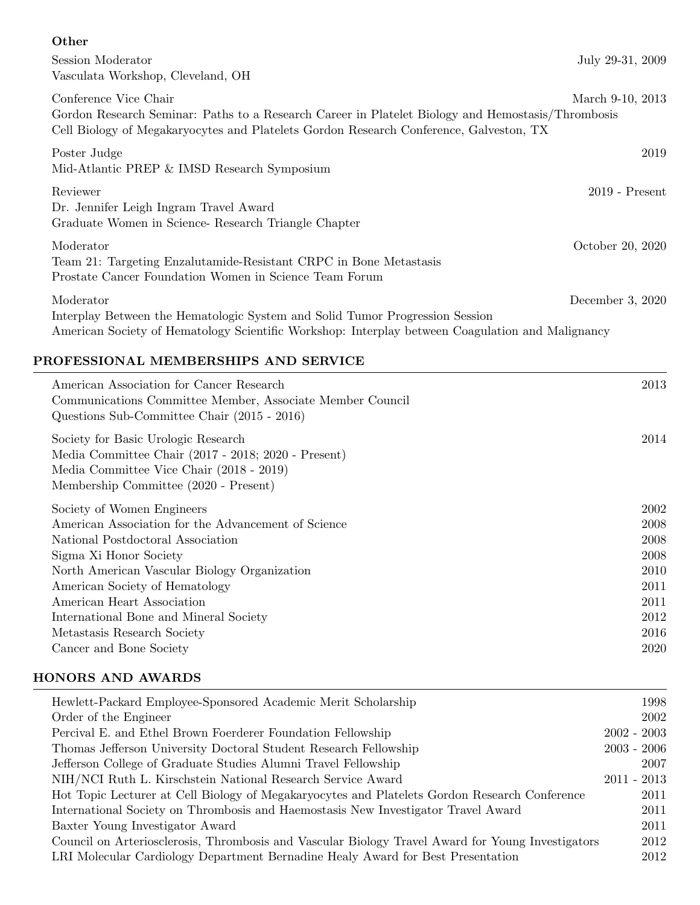**Other**

Session Moderator — July 29-31, 2009
Vasculata Workshop, Cleveland, OH

Conference Vice Chair — March 9-10, 2013
Gordon Research Seminar: Paths to a Research Career in Platelet Biology and Hemostasis/Thrombosis
Cell Biology of Megakaryocytes and Platelets Gordon Research Conference, Galveston, TX

Poster Judge — 2019
Mid-Atlantic PREP & IMSD Research Symposium

Reviewer — 2019 - Present
Dr. Jennifer Leigh Ingram Travel Award
Graduate Women in Science- Research Triangle Chapter

Moderator — October 20, 2020
Team 21: Targeting Enzalutamide-Resistant CRPC in Bone Metastasis
Prostate Cancer Foundation Women in Science Team Forum

Moderator — December 3, 2020
Interplay Between the Hematologic System and Solid Tumor Progression Session
American Society of Hematology Scientific Workshop: Interplay between Coagulation and Malignancy

## PROFESSIONAL MEMBERSHIPS AND SERVICE

American Association for Cancer Research — 2013
Communications Committee Member, Associate Member Council
Questions Sub-Committee Chair (2015 - 2016)

Society for Basic Urologic Research — 2014
Media Committee Chair (2017 - 2018; 2020 - Present)
Media Committee Vice Chair (2018 - 2019)
Membership Committee (2020 - Present)

Society of Women Engineers — 2002
American Association for the Advancement of Science — 2008
National Postdoctoral Association — 2008
Sigma Xi Honor Society — 2008
North American Vascular Biology Organization — 2010
American Society of Hematology — 2011
American Heart Association — 2011
International Bone and Mineral Society — 2012
Metastasis Research Society — 2016
Cancer and Bone Society — 2020

## HONORS AND AWARDS

Hewlett-Packard Employee-Sponsored Academic Merit Scholarship — 1998
Order of the Engineer — 2002
Percival E. and Ethel Brown Foerderer Foundation Fellowship — 2002 - 2003
Thomas Jefferson University Doctoral Student Research Fellowship — 2003 - 2006
Jefferson College of Graduate Studies Alumni Travel Fellowship — 2007
NIH/NCI Ruth L. Kirschstein National Research Service Award — 2011 - 2013
Hot Topic Lecturer at Cell Biology of Megakaryocytes and Platelets Gordon Research Conference — 2011
International Society on Thrombosis and Haemostasis New Investigator Travel Award — 2011
Baxter Young Investigator Award — 2011
Council on Arteriosclerosis, Thrombosis and Vascular Biology Travel Award for Young Investigators — 2012
LRI Molecular Cardiology Department Bernadine Healy Award for Best Presentation — 2012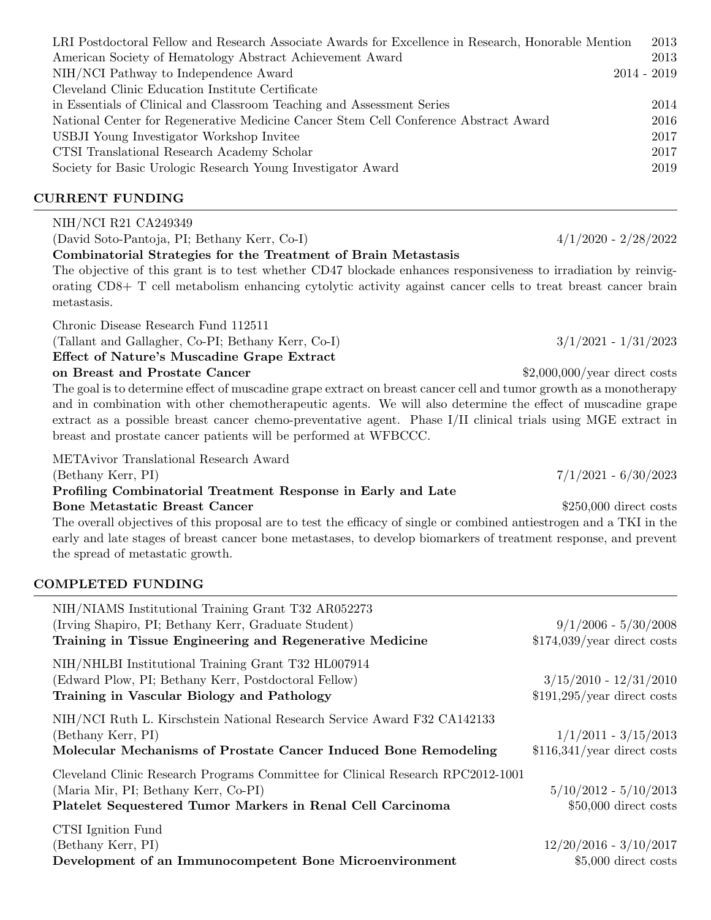LRI Postdoctoral Fellow and Research Associate Awards for Excellence in Research, Honorable Mention 2013
American Society of Hematology Abstract Achievement Award 2013
NIH/NCI Pathway to Independence Award 2014 - 2019
Cleveland Clinic Education Institute Certificate
in Essentials of Clinical and Classroom Teaching and Assessment Series 2014
National Center for Regenerative Medicine Cancer Stem Cell Conference Abstract Award 2016
USBJI Young Investigator Workshop Invitee 2017
CTSI Translational Research Academy Scholar 2017
Society for Basic Urologic Research Young Investigator Award 2019

## CURRENT FUNDING

NIH/NCI R21 CA249349
(David Soto-Pantoja, PI; Bethany Kerr, Co-I) 4/1/2020 - 2/28/2022
**Combinatorial Strategies for the Treatment of Brain Metastasis**
The objective of this grant is to test whether CD47 blockade enhances responsiveness to irradiation by reinvigorating CD8+ T cell metabolism enhancing cytolytic activity against cancer cells to treat breast cancer brain metastasis.

Chronic Disease Research Fund 112511
(Tallant and Gallagher, Co-PI; Bethany Kerr, Co-I) 3/1/2021 - 1/31/2023
**Effect of Nature's Muscadine Grape Extract**
**on Breast and Prostate Cancer** $2,000,000/year direct costs
The goal is to determine effect of muscadine grape extract on breast cancer cell and tumor growth as a monotherapy and in combination with other chemotherapeutic agents. We will also determine the effect of muscadine grape extract as a possible breast cancer chemo-preventative agent. Phase I/II clinical trials using MGE extract in breast and prostate cancer patients will be performed at WFBCCC.

METAvivor Translational Research Award
(Bethany Kerr, PI) 7/1/2021 - 6/30/2023
**Profiling Combinatorial Treatment Response in Early and Late**
**Bone Metastatic Breast Cancer** $250,000 direct costs
The overall objectives of this proposal are to test the efficacy of single or combined antiestrogen and a TKI in the early and late stages of breast cancer bone metastases, to develop biomarkers of treatment response, and prevent the spread of metastatic growth.

## COMPLETED FUNDING

NIH/NIAMS Institutional Training Grant T32 AR052273
(Irving Shapiro, PI; Bethany Kerr, Graduate Student) 9/1/2006 - 5/30/2008
**Training in Tissue Engineering and Regenerative Medicine** $174,039/year direct costs

NIH/NHLBI Institutional Training Grant T32 HL007914
(Edward Plow, PI; Bethany Kerr, Postdoctoral Fellow) 3/15/2010 - 12/31/2010
**Training in Vascular Biology and Pathology** $191,295/year direct costs

NIH/NCI Ruth L. Kirschstein National Research Service Award F32 CA142133
(Bethany Kerr, PI) 1/1/2011 - 3/15/2013
**Molecular Mechanisms of Prostate Cancer Induced Bone Remodeling** $116,341/year direct costs

Cleveland Clinic Research Programs Committee for Clinical Research RPC2012-1001
(Maria Mir, PI; Bethany Kerr, Co-PI) 5/10/2012 - 5/10/2013
**Platelet Sequestered Tumor Markers in Renal Cell Carcinoma** $50,000 direct costs

CTSI Ignition Fund
(Bethany Kerr, PI) 12/20/2016 - 3/10/2017
**Development of an Immunocompetent Bone Microenvironment** $5,000 direct costs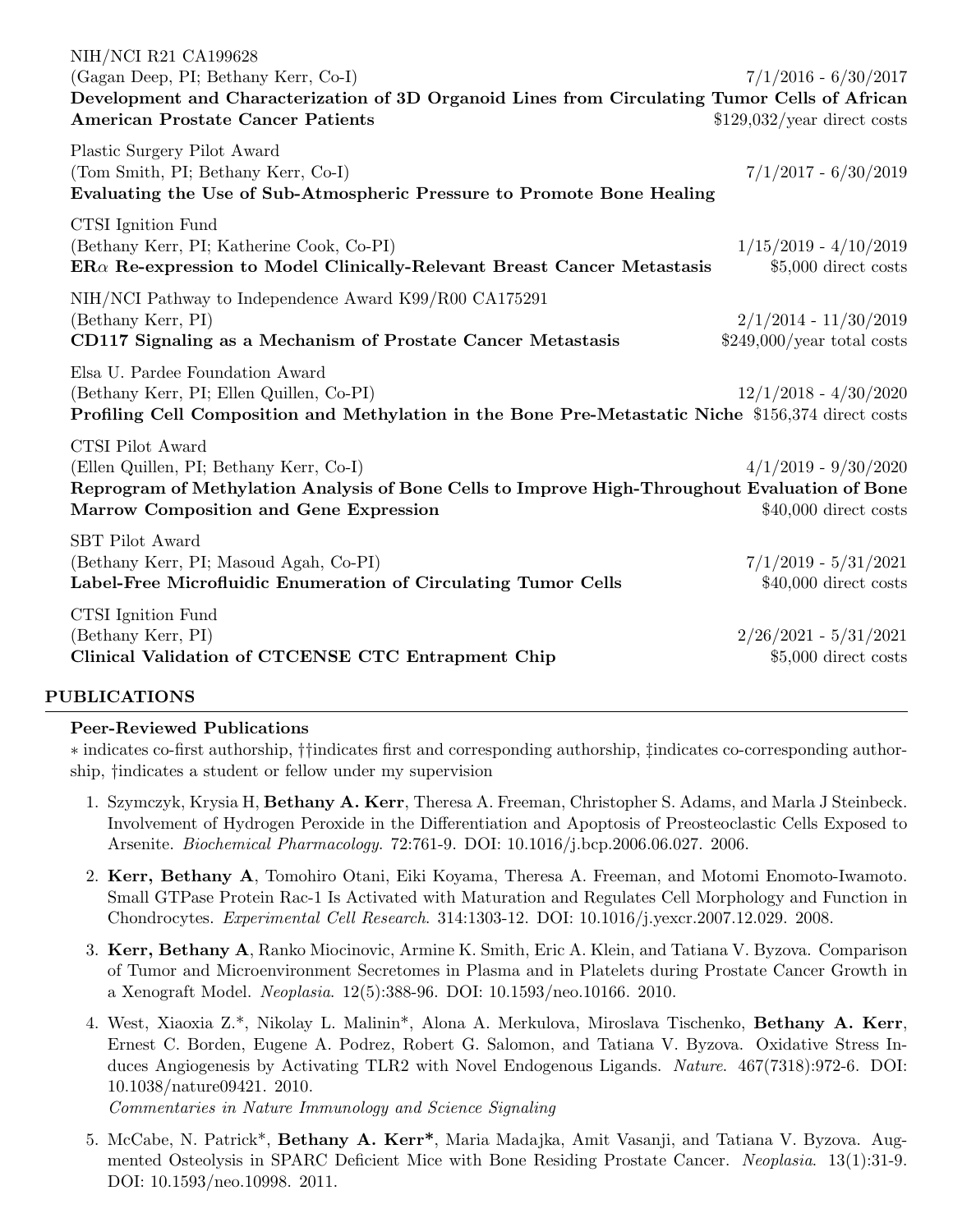NIH/NCI R21 CA199628
(Gagan Deep, PI; Bethany Kerr, Co-I) 7/1/2016 - 6/30/2017
**Development and Characterization of 3D Organoid Lines from Circulating Tumor Cells of African American Prostate Cancer Patients** $129,032/year direct costs

Plastic Surgery Pilot Award
(Tom Smith, PI; Bethany Kerr, Co-I) 7/1/2017 - 6/30/2019
**Evaluating the Use of Sub-Atmospheric Pressure to Promote Bone Healing**

CTSI Ignition Fund
(Bethany Kerr, PI; Katherine Cook, Co-PI) 1/15/2019 - 4/10/2019
**ER$\alpha$ Re-expression to Model Clinically-Relevant Breast Cancer Metastasis** $5,000 direct costs

NIH/NCI Pathway to Independence Award K99/R00 CA175291
(Bethany Kerr, PI) 2/1/2014 - 11/30/2019
**CD117 Signaling as a Mechanism of Prostate Cancer Metastasis** $249,000/year total costs

Elsa U. Pardee Foundation Award
(Bethany Kerr, PI; Ellen Quillen, Co-PI) 12/1/2018 - 4/30/2020
**Profiling Cell Composition and Methylation in the Bone Pre-Metastatic Niche** $156,374 direct costs

CTSI Pilot Award
(Ellen Quillen, PI; Bethany Kerr, Co-I) 4/1/2019 - 9/30/2020
**Reprogram of Methylation Analysis of Bone Cells to Improve High-Throughout Evaluation of Bone Marrow Composition and Gene Expression** $40,000 direct costs

SBT Pilot Award
(Bethany Kerr, PI; Masoud Agah, Co-PI) 7/1/2019 - 5/31/2021
**Label-Free Microfluidic Enumeration of Circulating Tumor Cells** $40,000 direct costs

CTSI Ignition Fund
(Bethany Kerr, PI) 2/26/2021 - 5/31/2021
**Clinical Validation of CTCENSE CTC Entrapment Chip** $5,000 direct costs

## PUBLICATIONS

### Peer-Reviewed Publications

∗ indicates co-first authorship, ††indicates first and corresponding authorship, ‡indicates co-corresponding authorship, †indicates a student or fellow under my supervision

1. Szymczyk, Krysia H, **Bethany A. Kerr**, Theresa A. Freeman, Christopher S. Adams, and Marla J Steinbeck. Involvement of Hydrogen Peroxide in the Differentiation and Apoptosis of Preosteoclastic Cells Exposed to Arsenite. *Biochemical Pharmacology.* 72:761-9. DOI: 10.1016/j.bcp.2006.06.027. 2006.

2. **Kerr, Bethany A**, Tomohiro Otani, Eiki Koyama, Theresa A. Freeman, and Motomi Enomoto-Iwamoto. Small GTPase Protein Rac-1 Is Activated with Maturation and Regulates Cell Morphology and Function in Chondrocytes. *Experimental Cell Research*. 314:1303-12. DOI: 10.1016/j.yexcr.2007.12.029. 2008.

3. **Kerr, Bethany A**, Ranko Miocinovic, Armine K. Smith, Eric A. Klein, and Tatiana V. Byzova. Comparison of Tumor and Microenvironment Secretomes in Plasma and in Platelets during Prostate Cancer Growth in a Xenograft Model. *Neoplasia*. 12(5):388-96. DOI: 10.1593/neo.10166. 2010.

4. West, Xiaoxia Z.*, Nikolay L. Malinin*, Alona A. Merkulova, Miroslava Tischenko, **Bethany A. Kerr**, Ernest C. Borden, Eugene A. Podrez, Robert G. Salomon, and Tatiana V. Byzova. Oxidative Stress Induces Angiogenesis by Activating TLR2 with Novel Endogenous Ligands. *Nature*. 467(7318):972-6. DOI: 10.1038/nature09421. 2010.
   *Commentaries in Nature Immunology and Science Signaling*

5. McCabe, N. Patrick*, **Bethany A. Kerr***, Maria Madajka, Amit Vasanji, and Tatiana V. Byzova. Augmented Osteolysis in SPARC Deficient Mice with Bone Residing Prostate Cancer. *Neoplasia*. 13(1):31-9. DOI: 10.1593/neo.10998. 2011.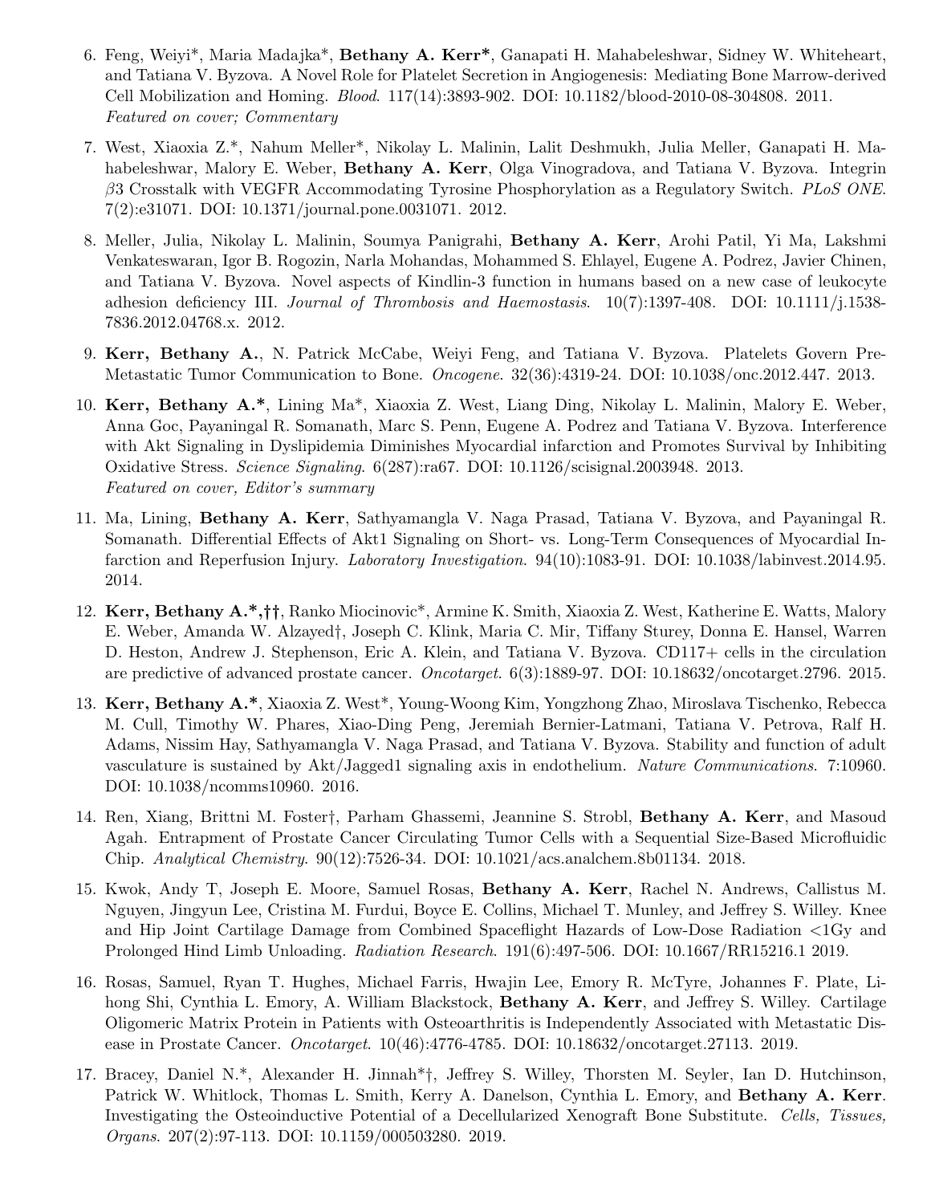6. Feng, Weiyi*, Maria Madajka*, **Bethany A. Kerr***, Ganapati H. Mahabeleshwar, Sidney W. Whiteheart, and Tatiana V. Byzova. A Novel Role for Platelet Secretion in Angiogenesis: Mediating Bone Marrow-derived Cell Mobilization and Homing. *Blood*. 117(14):3893-902. DOI: 10.1182/blood-2010-08-304808. 2011. *Featured on cover; Commentary*

7. West, Xiaoxia Z.*, Nahum Meller*, Nikolay L. Malinin, Lalit Deshmukh, Julia Meller, Ganapati H. Mahabeleshwar, Malory E. Weber, **Bethany A. Kerr**, Olga Vinogradova, and Tatiana V. Byzova. Integrin $\beta 3$ Crosstalk with VEGFR Accommodating Tyrosine Phosphorylation as a Regulatory Switch. *PLoS ONE*. 7(2):e31071. DOI: 10.1371/journal.pone.0031071. 2012.

8. Meller, Julia, Nikolay L. Malinin, Soumya Panigrahi, **Bethany A. Kerr**, Arohi Patil, Yi Ma, Lakshmi Venkateswaran, Igor B. Rogozin, Narla Mohandas, Mohammed S. Ehlayel, Eugene A. Podrez, Javier Chinen, and Tatiana V. Byzova. Novel aspects of Kindlin-3 function in humans based on a new case of leukocyte adhesion deficiency III. *Journal of Thrombosis and Haemostasis*. 10(7):1397-408. DOI: 10.1111/j.1538-7836.2012.04768.x. 2012.

9. **Kerr, Bethany A.**, N. Patrick McCabe, Weiyi Feng, and Tatiana V. Byzova. Platelets Govern Pre-Metastatic Tumor Communication to Bone. *Oncogene*. 32(36):4319-24. DOI: 10.1038/onc.2012.447. 2013.

10. **Kerr, Bethany A.***, Lining Ma*, Xiaoxia Z. West, Liang Ding, Nikolay L. Malinin, Malory E. Weber, Anna Goc, Payaningal R. Somanath, Marc S. Penn, Eugene A. Podrez and Tatiana V. Byzova. Interference with Akt Signaling in Dyslipidemia Diminishes Myocardial infarction and Promotes Survival by Inhibiting Oxidative Stress. *Science Signaling*. 6(287):ra67. DOI: 10.1126/scisignal.2003948. 2013. *Featured on cover, Editor's summary*

11. Ma, Lining, **Bethany A. Kerr**, Sathyamangla V. Naga Prasad, Tatiana V. Byzova, and Payaningal R. Somanath. Differential Effects of Akt1 Signaling on Short- vs. Long-Term Consequences of Myocardial Infarction and Reperfusion Injury. *Laboratory Investigation*. 94(10):1083-91. DOI: 10.1038/labinvest.2014.95. 2014.

12. **Kerr, Bethany A.*,††**, Ranko Miocinovic*, Armine K. Smith, Xiaoxia Z. West, Katherine E. Watts, Malory E. Weber, Amanda W. Alzayed†, Joseph C. Klink, Maria C. Mir, Tiffany Sturey, Donna E. Hansel, Warren D. Heston, Andrew J. Stephenson, Eric A. Klein, and Tatiana V. Byzova. CD117+ cells in the circulation are predictive of advanced prostate cancer. *Oncotarget*. 6(3):1889-97. DOI: 10.18632/oncotarget.2796. 2015.

13. **Kerr, Bethany A.***, Xiaoxia Z. West*, Young-Woong Kim, Yongzhong Zhao, Miroslava Tischenko, Rebecca M. Cull, Timothy W. Phares, Xiao-Ding Peng, Jeremiah Bernier-Latmani, Tatiana V. Petrova, Ralf H. Adams, Nissim Hay, Sathyamangla V. Naga Prasad, and Tatiana V. Byzova. Stability and function of adult vasculature is sustained by Akt/Jagged1 signaling axis in endothelium. *Nature Communications*. 7:10960. DOI: 10.1038/ncomms10960. 2016.

14. Ren, Xiang, Brittni M. Foster†, Parham Ghassemi, Jeannine S. Strobl, **Bethany A. Kerr**, and Masoud Agah. Entrapment of Prostate Cancer Circulating Tumor Cells with a Sequential Size-Based Microfluidic Chip. *Analytical Chemistry*. 90(12):7526-34. DOI: 10.1021/acs.analchem.8b01134. 2018.

15. Kwok, Andy T, Joseph E. Moore, Samuel Rosas, **Bethany A. Kerr**, Rachel N. Andrews, Callistus M. Nguyen, Jingyun Lee, Cristina M. Furdui, Boyce E. Collins, Michael T. Munley, and Jeffrey S. Willey. Knee and Hip Joint Cartilage Damage from Combined Spaceflight Hazards of Low-Dose Radiation <1Gy and Prolonged Hind Limb Unloading. *Radiation Research*. 191(6):497-506. DOI: 10.1667/RR15216.1 2019.

16. Rosas, Samuel, Ryan T. Hughes, Michael Farris, Hwajin Lee, Emory R. McTyre, Johannes F. Plate, Lihong Shi, Cynthia L. Emory, A. William Blackstock, **Bethany A. Kerr**, and Jeffrey S. Willey. Cartilage Oligomeric Matrix Protein in Patients with Osteoarthritis is Independently Associated with Metastatic Disease in Prostate Cancer. *Oncotarget*. 10(46):4776-4785. DOI: 10.18632/oncotarget.27113. 2019.

17. Bracey, Daniel N.*, Alexander H. Jinnah*†, Jeffrey S. Willey, Thorsten M. Seyler, Ian D. Hutchinson, Patrick W. Whitlock, Thomas L. Smith, Kerry A. Danelson, Cynthia L. Emory, and **Bethany A. Kerr**. Investigating the Osteoinductive Potential of a Decellularized Xenograft Bone Substitute. *Cells, Tissues, Organs*. 207(2):97-113. DOI: 10.1159/000503280. 2019.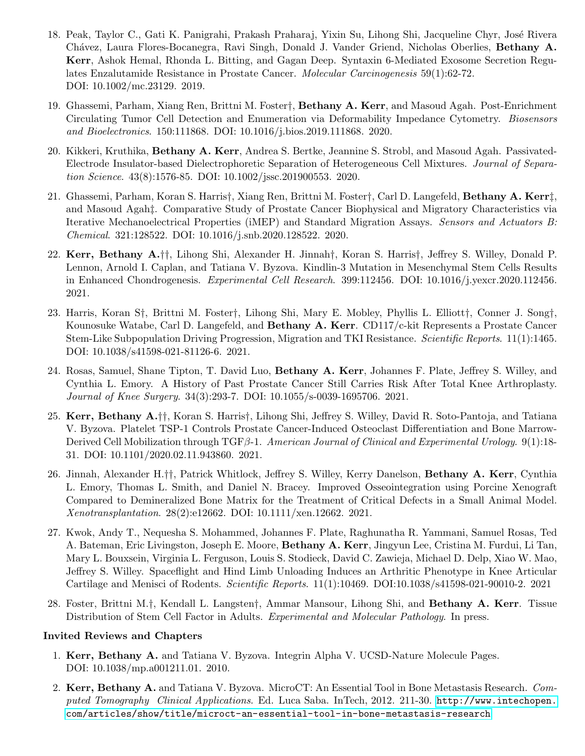18. Peak, Taylor C., Gati K. Panigrahi, Prakash Praharaj, Yixin Su, Lihong Shi, Jacqueline Chyr, José Rivera Chávez, Laura Flores-Bocanegra, Ravi Singh, Donald J. Vander Griend, Nicholas Oberlies, **Bethany A. Kerr**, Ashok Hemal, Rhonda L. Bitting, and Gagan Deep. Syntaxin 6-Mediated Exosome Secretion Regulates Enzalutamide Resistance in Prostate Cancer. *Molecular Carcinogenesis* 59(1):62-72. DOI: 10.1002/mc.23129. 2019.

19. Ghassemi, Parham, Xiang Ren, Brittni M. Foster†, **Bethany A. Kerr**, and Masoud Agah. Post-Enrichment Circulating Tumor Cell Detection and Enumeration via Deformability Impedance Cytometry. *Biosensors and Bioelectronics*. 150:111868. DOI: 10.1016/j.bios.2019.111868. 2020.

20. Kikkeri, Kruthika, **Bethany A. Kerr**, Andrea S. Bertke, Jeannine S. Strobl, and Masoud Agah. Passivated-Electrode Insulator-based Dielectrophoretic Separation of Heterogeneous Cell Mixtures. *Journal of Separation Science*. 43(8):1576-85. DOI: 10.1002/jssc.201900553. 2020.

21. Ghassemi, Parham, Koran S. Harris†, Xiang Ren, Brittni M. Foster†, Carl D. Langefeld, **Bethany A. Kerr**‡, and Masoud Agah‡. Comparative Study of Prostate Cancer Biophysical and Migratory Characteristics via Iterative Mechanoelectrical Properties (iMEP) and Standard Migration Assays. *Sensors and Actuators B: Chemical*. 321:128522. DOI: 10.1016/j.snb.2020.128522. 2020.

22. **Kerr, Bethany A.**††, Lihong Shi, Alexander H. Jinnah†, Koran S. Harris†, Jeffrey S. Willey, Donald P. Lennon, Arnold I. Caplan, and Tatiana V. Byzova. Kindlin-3 Mutation in Mesenchymal Stem Cells Results in Enhanced Chondrogenesis. *Experimental Cell Research*. 399:112456. DOI: 10.1016/j.yexcr.2020.112456. 2021.

23. Harris, Koran S†, Brittni M. Foster†, Lihong Shi, Mary E. Mobley, Phyllis L. Elliott†, Conner J. Song†, Kounosuke Watabe, Carl D. Langefeld, and **Bethany A. Kerr**. CD117/c-kit Represents a Prostate Cancer Stem-Like Subpopulation Driving Progression, Migration and TKI Resistance. *Scientific Reports*. 11(1):1465. DOI: 10.1038/s41598-021-81126-6. 2021.

24. Rosas, Samuel, Shane Tipton, T. David Luo, **Bethany A. Kerr**, Johannes F. Plate, Jeffrey S. Willey, and Cynthia L. Emory. A History of Past Prostate Cancer Still Carries Risk After Total Knee Arthroplasty. *Journal of Knee Surgery*. 34(3):293-7. DOI: 10.1055/s-0039-1695706. 2021.

25. **Kerr, Bethany A.**††, Koran S. Harris†, Lihong Shi, Jeffrey S. Willey, David R. Soto-Pantoja, and Tatiana V. Byzova. Platelet TSP-1 Controls Prostate Cancer-Induced Osteoclast Differentiation and Bone Marrow-Derived Cell Mobilization through TGF$\beta$-1. *American Journal of Clinical and Experimental Urology*. 9(1):18-31. DOI: 10.1101/2020.02.11.943860. 2021.

26. Jinnah, Alexander H.††, Patrick Whitlock, Jeffrey S. Willey, Kerry Danelson, **Bethany A. Kerr**, Cynthia L. Emory, Thomas L. Smith, and Daniel N. Bracey. Improved Osseointegration using Porcine Xenograft Compared to Demineralized Bone Matrix for the Treatment of Critical Defects in a Small Animal Model. *Xenotransplantation*. 28(2):e12662. DOI: 10.1111/xen.12662. 2021.

27. Kwok, Andy T., Nequesha S. Mohammed, Johannes F. Plate, Raghunatha R. Yammani, Samuel Rosas, Ted A. Bateman, Eric Livingston, Joseph E. Moore, **Bethany A. Kerr**, Jingyun Lee, Cristina M. Furdui, Li Tan, Mary L. Bouxsein, Virginia L. Ferguson, Louis S. Stodieck, David C. Zawieja, Michael D. Delp, Xiao W. Mao, Jeffrey S. Willey. Spaceflight and Hind Limb Unloading Induces an Arthritic Phenotype in Knee Articular Cartilage and Menisci of Rodents. *Scientific Reports*. 11(1):10469. DOI:10.1038/s41598-021-90010-2. 2021

28. Foster, Brittni M.†, Kendall L. Langsten†, Ammar Mansour, Lihong Shi, and **Bethany A. Kerr**. Tissue Distribution of Stem Cell Factor in Adults. *Experimental and Molecular Pathology*. In press.

**Invited Reviews and Chapters**

1. **Kerr, Bethany A.** and Tatiana V. Byzova. Integrin Alpha V. UCSD-Nature Molecule Pages. DOI: 10.1038/mp.a001211.01. 2010.

2. **Kerr, Bethany A.** and Tatiana V. Byzova. MicroCT: An Essential Tool in Bone Metastasis Research. *Computed Tomography Clinical Applications*. Ed. Luca Saba. InTech, 2012. 211-30. http://www.intechopen.com/articles/show/title/microct-an-essential-tool-in-bone-metastasis-research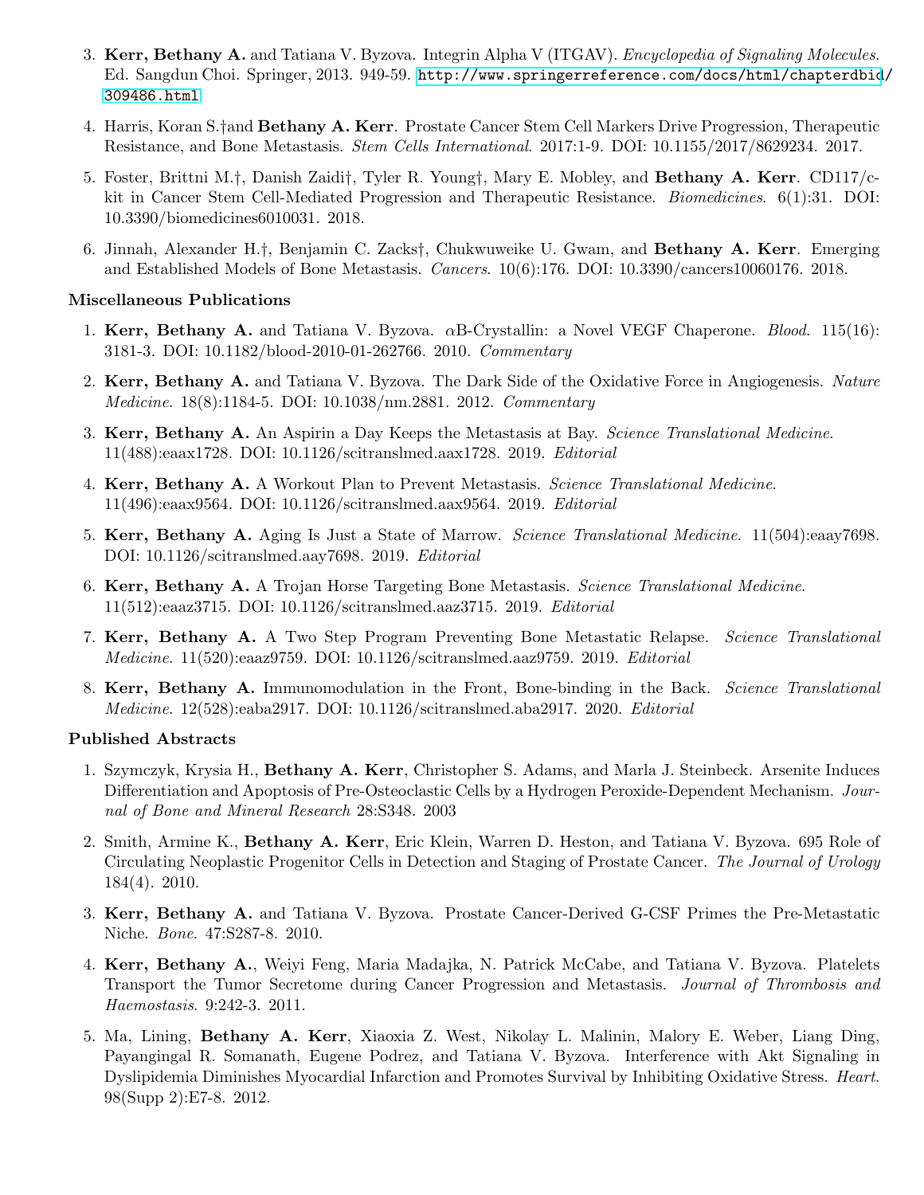3. **Kerr, Bethany A.** and Tatiana V. Byzova. Integrin Alpha V (ITGAV). *Encyclopedia of Signaling Molecules*. Ed. Sangdun Choi. Springer, 2013. 949-59. http://www.springerreference.com/docs/html/chapterdbid/309486.html

4. Harris, Koran S.†and **Bethany A. Kerr**. Prostate Cancer Stem Cell Markers Drive Progression, Therapeutic Resistance, and Bone Metastasis. *Stem Cells International*. 2017:1-9. DOI: 10.1155/2017/8629234. 2017.

5. Foster, Brittni M.†, Danish Zaidi†, Tyler R. Young†, Mary E. Mobley, and **Bethany A. Kerr**. CD117/c-kit in Cancer Stem Cell-Mediated Progression and Therapeutic Resistance. *Biomedicines*. 6(1):31. DOI: 10.3390/biomedicines6010031. 2018.

6. Jinnah, Alexander H.†, Benjamin C. Zacks†, Chukwuweike U. Gwam, and **Bethany A. Kerr**. Emerging and Established Models of Bone Metastasis. *Cancers*. 10(6):176. DOI: 10.3390/cancers10060176. 2018.

### Miscellaneous Publications

1. **Kerr, Bethany A.** and Tatiana V. Byzova. αB-Crystallin: a Novel VEGF Chaperone. *Blood*. 115(16): 3181-3. DOI: 10.1182/blood-2010-01-262766. 2010. *Commentary*

2. **Kerr, Bethany A.** and Tatiana V. Byzova. The Dark Side of the Oxidative Force in Angiogenesis. *Nature Medicine*. 18(8):1184-5. DOI: 10.1038/nm.2881. 2012. *Commentary*

3. **Kerr, Bethany A.** An Aspirin a Day Keeps the Metastasis at Bay. *Science Translational Medicine*. 11(488):eaax1728. DOI: 10.1126/scitranslmed.aax1728. 2019. *Editorial*

4. **Kerr, Bethany A.** A Workout Plan to Prevent Metastasis. *Science Translational Medicine*. 11(496):eaax9564. DOI: 10.1126/scitranslmed.aax9564. 2019. *Editorial*

5. **Kerr, Bethany A.** Aging Is Just a State of Marrow. *Science Translational Medicine*. 11(504):eaay7698. DOI: 10.1126/scitranslmed.aay7698. 2019. *Editorial*

6. **Kerr, Bethany A.** A Trojan Horse Targeting Bone Metastasis. *Science Translational Medicine*. 11(512):eaaz3715. DOI: 10.1126/scitranslmed.aaz3715. 2019. *Editorial*

7. **Kerr, Bethany A.** A Two Step Program Preventing Bone Metastatic Relapse. *Science Translational Medicine*. 11(520):eaaz9759. DOI: 10.1126/scitranslmed.aaz9759. 2019. *Editorial*

8. **Kerr, Bethany A.** Immunomodulation in the Front, Bone-binding in the Back. *Science Translational Medicine*. 12(528):eaba2917. DOI: 10.1126/scitranslmed.aba2917. 2020. *Editorial*

### Published Abstracts

1. Szymczyk, Krysia H., **Bethany A. Kerr**, Christopher S. Adams, and Marla J. Steinbeck. Arsenite Induces Differentiation and Apoptosis of Pre-Osteoclastic Cells by a Hydrogen Peroxide-Dependent Mechanism. *Journal of Bone and Mineral Research* 28:S348. 2003

2. Smith, Armine K., **Bethany A. Kerr**, Eric Klein, Warren D. Heston, and Tatiana V. Byzova. 695 Role of Circulating Neoplastic Progenitor Cells in Detection and Staging of Prostate Cancer. *The Journal of Urology* 184(4). 2010.

3. **Kerr, Bethany A.** and Tatiana V. Byzova. Prostate Cancer-Derived G-CSF Primes the Pre-Metastatic Niche. *Bone*. 47:S287-8. 2010.

4. **Kerr, Bethany A.**, Weiyi Feng, Maria Madajka, N. Patrick McCabe, and Tatiana V. Byzova. Platelets Transport the Tumor Secretome during Cancer Progression and Metastasis. *Journal of Thrombosis and Haemostasis*. 9:242-3. 2011.

5. Ma, Lining, **Bethany A. Kerr**, Xiaoxia Z. West, Nikolay L. Malinin, Malory E. Weber, Liang Ding, Payangingal R. Somanath, Eugene Podrez, and Tatiana V. Byzova. Interference with Akt Signaling in Dyslipidemia Diminishes Myocardial Infarction and Promotes Survival by Inhibiting Oxidative Stress. *Heart*. 98(Supp 2):E7-8. 2012.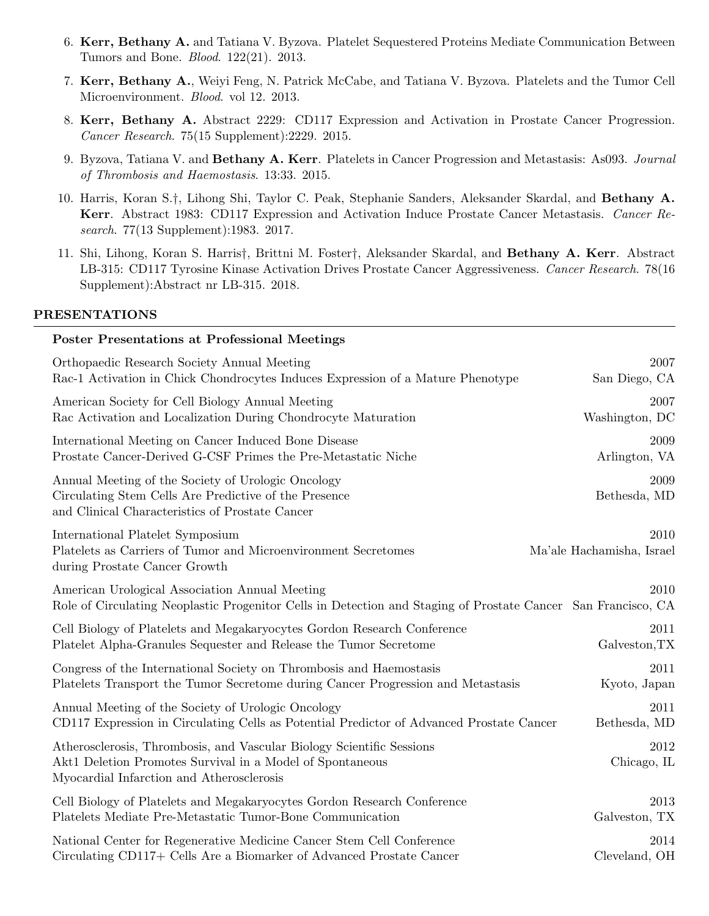6. **Kerr, Bethany A.** and Tatiana V. Byzova. Platelet Sequestered Proteins Mediate Communication Between Tumors and Bone. *Blood*. 122(21). 2013.

7. **Kerr, Bethany A.**, Weiyi Feng, N. Patrick McCabe, and Tatiana V. Byzova. Platelets and the Tumor Cell Microenvironment. *Blood*. vol 12. 2013.

8. **Kerr, Bethany A.** Abstract 2229: CD117 Expression and Activation in Prostate Cancer Progression. *Cancer Research*. 75(15 Supplement):2229. 2015.

9. Byzova, Tatiana V. and **Bethany A. Kerr**. Platelets in Cancer Progression and Metastasis: As093. *Journal of Thrombosis and Haemostasis*. 13:33. 2015.

10. Harris, Koran S.†, Lihong Shi, Taylor C. Peak, Stephanie Sanders, Aleksander Skardal, and **Bethany A. Kerr**. Abstract 1983: CD117 Expression and Activation Induce Prostate Cancer Metastasis. *Cancer Research*. 77(13 Supplement):1983. 2017.

11. Shi, Lihong, Koran S. Harris†, Brittni M. Foster†, Aleksander Skardal, and **Bethany A. Kerr**. Abstract LB-315: CD117 Tyrosine Kinase Activation Drives Prostate Cancer Aggressiveness. *Cancer Research*. 78(16 Supplement):Abstract nr LB-315. 2018.

## PRESENTATIONS

### Poster Presentations at Professional Meetings

Orthopaedic Research Society Annual Meeting — 2007
Rac-1 Activation in Chick Chondrocytes Induces Expression of a Mature Phenotype — San Diego, CA

American Society for Cell Biology Annual Meeting — 2007
Rac Activation and Localization During Chondrocyte Maturation — Washington, DC

International Meeting on Cancer Induced Bone Disease — 2009
Prostate Cancer-Derived G-CSF Primes the Pre-Metastatic Niche — Arlington, VA

Annual Meeting of the Society of Urologic Oncology — 2009
Circulating Stem Cells Are Predictive of the Presence and Clinical Characteristics of Prostate Cancer — Bethesda, MD

International Platelet Symposium — 2010
Platelets as Carriers of Tumor and Microenvironment Secretomes during Prostate Cancer Growth — Ma'ale Hachamisha, Israel

American Urological Association Annual Meeting — 2010
Role of Circulating Neoplastic Progenitor Cells in Detection and Staging of Prostate Cancer — San Francisco, CA

Cell Biology of Platelets and Megakaryocytes Gordon Research Conference — 2011
Platelet Alpha-Granules Sequester and Release the Tumor Secretome — Galveston,TX

Congress of the International Society on Thrombosis and Haemostasis — 2011
Platelets Transport the Tumor Secretome during Cancer Progression and Metastasis — Kyoto, Japan

Annual Meeting of the Society of Urologic Oncology — 2011
CD117 Expression in Circulating Cells as Potential Predictor of Advanced Prostate Cancer — Bethesda, MD

Atherosclerosis, Thrombosis, and Vascular Biology Scientific Sessions — 2012
Akt1 Deletion Promotes Survival in a Model of Spontaneous Myocardial Infarction and Atherosclerosis — Chicago, IL

Cell Biology of Platelets and Megakaryocytes Gordon Research Conference — 2013
Platelets Mediate Pre-Metastatic Tumor-Bone Communication — Galveston, TX

National Center for Regenerative Medicine Cancer Stem Cell Conference — 2014
Circulating CD117+ Cells Are a Biomarker of Advanced Prostate Cancer — Cleveland, OH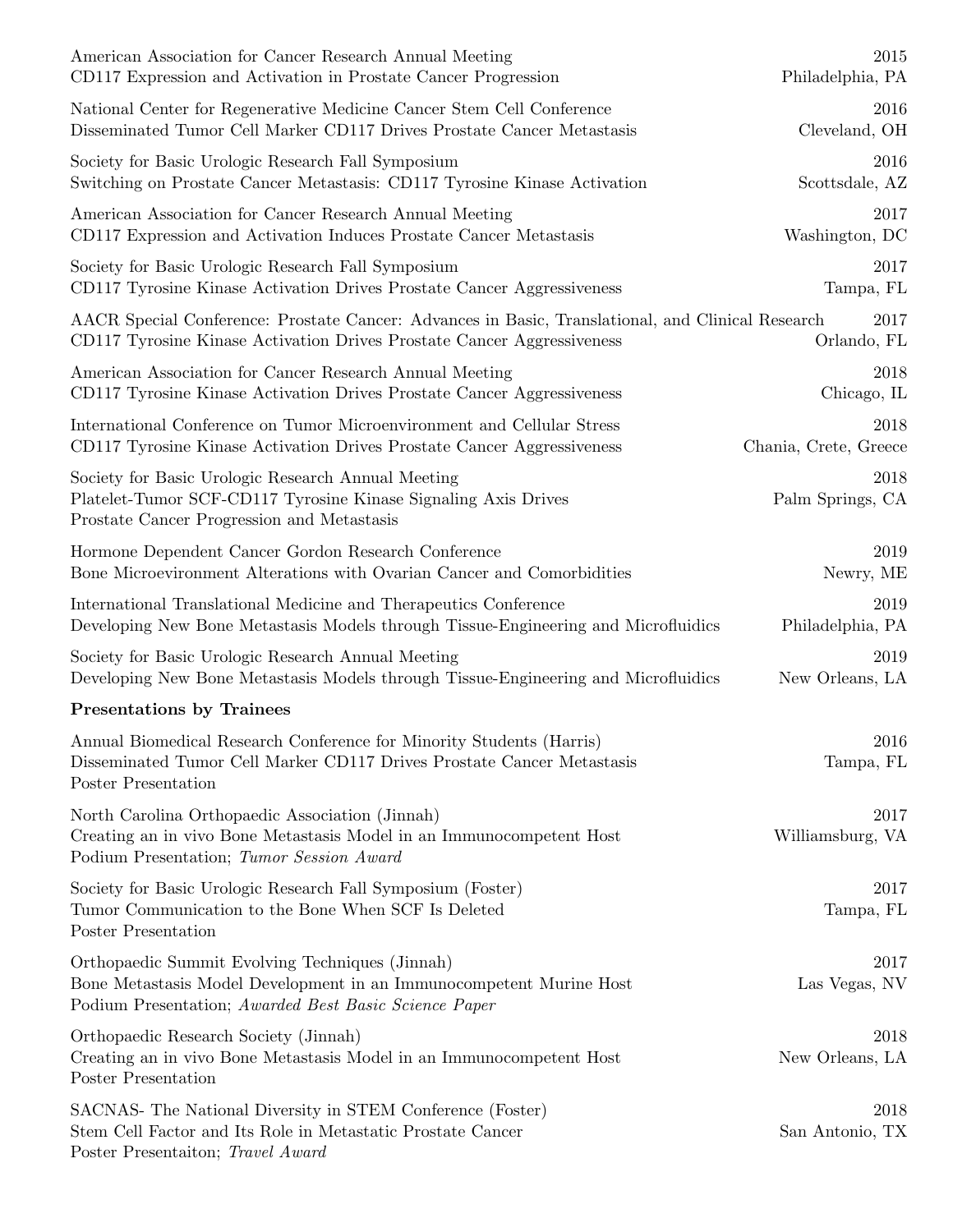American Association for Cancer Research Annual Meeting — 2015
CD117 Expression and Activation in Prostate Cancer Progression — Philadelphia, PA

National Center for Regenerative Medicine Cancer Stem Cell Conference — 2016
Disseminated Tumor Cell Marker CD117 Drives Prostate Cancer Metastasis — Cleveland, OH

Society for Basic Urologic Research Fall Symposium — 2016
Switching on Prostate Cancer Metastasis: CD117 Tyrosine Kinase Activation — Scottsdale, AZ

American Association for Cancer Research Annual Meeting — 2017
CD117 Expression and Activation Induces Prostate Cancer Metastasis — Washington, DC

Society for Basic Urologic Research Fall Symposium — 2017
CD117 Tyrosine Kinase Activation Drives Prostate Cancer Aggressiveness — Tampa, FL

AACR Special Conference: Prostate Cancer: Advances in Basic, Translational, and Clinical Research — 2017
CD117 Tyrosine Kinase Activation Drives Prostate Cancer Aggressiveness — Orlando, FL

American Association for Cancer Research Annual Meeting — 2018
CD117 Tyrosine Kinase Activation Drives Prostate Cancer Aggressiveness — Chicago, IL

International Conference on Tumor Microenvironment and Cellular Stress — 2018
CD117 Tyrosine Kinase Activation Drives Prostate Cancer Aggressiveness — Chania, Crete, Greece

Society for Basic Urologic Research Annual Meeting — 2018
Platelet-Tumor SCF-CD117 Tyrosine Kinase Signaling Axis Drives Prostate Cancer Progression and Metastasis — Palm Springs, CA

Hormone Dependent Cancer Gordon Research Conference — 2019
Bone Microevironment Alterations with Ovarian Cancer and Comorbidities — Newry, ME

International Translational Medicine and Therapeutics Conference — 2019
Developing New Bone Metastasis Models through Tissue-Engineering and Microfluidics — Philadelphia, PA

Society for Basic Urologic Research Annual Meeting — 2019
Developing New Bone Metastasis Models through Tissue-Engineering and Microfluidics — New Orleans, LA

**Presentations by Trainees**

Annual Biomedical Research Conference for Minority Students (Harris) — 2016
Disseminated Tumor Cell Marker CD117 Drives Prostate Cancer Metastasis — Tampa, FL
Poster Presentation

North Carolina Orthopaedic Association (Jinnah) — 2017
Creating an in vivo Bone Metastasis Model in an Immunocompetent Host — Williamsburg, VA
Podium Presentation; *Tumor Session Award*

Society for Basic Urologic Research Fall Symposium (Foster) — 2017
Tumor Communication to the Bone When SCF Is Deleted — Tampa, FL
Poster Presentation

Orthopaedic Summit Evolving Techniques (Jinnah) — 2017
Bone Metastasis Model Development in an Immunocompetent Murine Host — Las Vegas, NV
Podium Presentation; *Awarded Best Basic Science Paper*

Orthopaedic Research Society (Jinnah) — 2018
Creating an in vivo Bone Metastasis Model in an Immunocompetent Host — New Orleans, LA
Poster Presentation

SACNAS- The National Diversity in STEM Conference (Foster) — 2018
Stem Cell Factor and Its Role in Metastatic Prostate Cancer — San Antonio, TX
Poster Presentaiton; *Travel Award*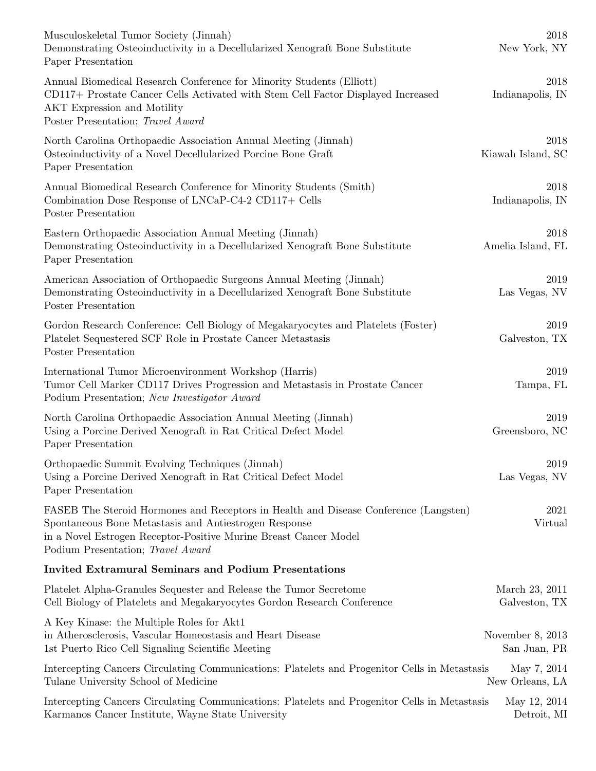Musculoskeletal Tumor Society (Jinnah) — 2018
Demonstrating Osteoinductivity in a Decellularized Xenograft Bone Substitute — New York, NY
Paper Presentation

Annual Biomedical Research Conference for Minority Students (Elliott) — 2018
CD117+ Prostate Cancer Cells Activated with Stem Cell Factor Displayed Increased AKT Expression and Motility — Indianapolis, IN
Poster Presentation; *Travel Award*

North Carolina Orthopaedic Association Annual Meeting (Jinnah) — 2018
Osteoinductivity of a Novel Decellularized Porcine Bone Graft — Kiawah Island, SC
Paper Presentation

Annual Biomedical Research Conference for Minority Students (Smith) — 2018
Combination Dose Response of LNCaP-C4-2 CD117+ Cells — Indianapolis, IN
Poster Presentation

Eastern Orthopaedic Association Annual Meeting (Jinnah) — 2018
Demonstrating Osteoinductivity in a Decellularized Xenograft Bone Substitute — Amelia Island, FL
Paper Presentation

American Association of Orthopaedic Surgeons Annual Meeting (Jinnah) — 2019
Demonstrating Osteoinductivity in a Decellularized Xenograft Bone Substitute — Las Vegas, NV
Poster Presentation

Gordon Research Conference: Cell Biology of Megakaryocytes and Platelets (Foster) — 2019
Platelet Sequestered SCF Role in Prostate Cancer Metastasis — Galveston, TX
Poster Presentation

International Tumor Microenvironment Workshop (Harris) — 2019
Tumor Cell Marker CD117 Drives Progression and Metastasis in Prostate Cancer — Tampa, FL
Podium Presentation; *New Investigator Award*

North Carolina Orthopaedic Association Annual Meeting (Jinnah) — 2019
Using a Porcine Derived Xenograft in Rat Critical Defect Model — Greensboro, NC
Paper Presentation

Orthopaedic Summit Evolving Techniques (Jinnah) — 2019
Using a Porcine Derived Xenograft in Rat Critical Defect Model — Las Vegas, NV
Paper Presentation

FASEB The Steroid Hormones and Receptors in Health and Disease Conference (Langsten) — 2021
Spontaneous Bone Metastasis and Antiestrogen Response in a Novel Estrogen Receptor-Positive Murine Breast Cancer Model — Virtual
Podium Presentation; *Travel Award*

**Invited Extramural Seminars and Podium Presentations**

Platelet Alpha-Granules Sequester and Release the Tumor Secretome — March 23, 2011
Cell Biology of Platelets and Megakaryocytes Gordon Research Conference — Galveston, TX

A Key Kinase: the Multiple Roles for Akt1 in Atherosclerosis, Vascular Homeostasis and Heart Disease — November 8, 2013
1st Puerto Rico Cell Signaling Scientific Meeting — San Juan, PR

Intercepting Cancers Circulating Communications: Platelets and Progenitor Cells in Metastasis — May 7, 2014
Tulane University School of Medicine — New Orleans, LA

Intercepting Cancers Circulating Communications: Platelets and Progenitor Cells in Metastasis — May 12, 2014
Karmanos Cancer Institute, Wayne State University — Detroit, MI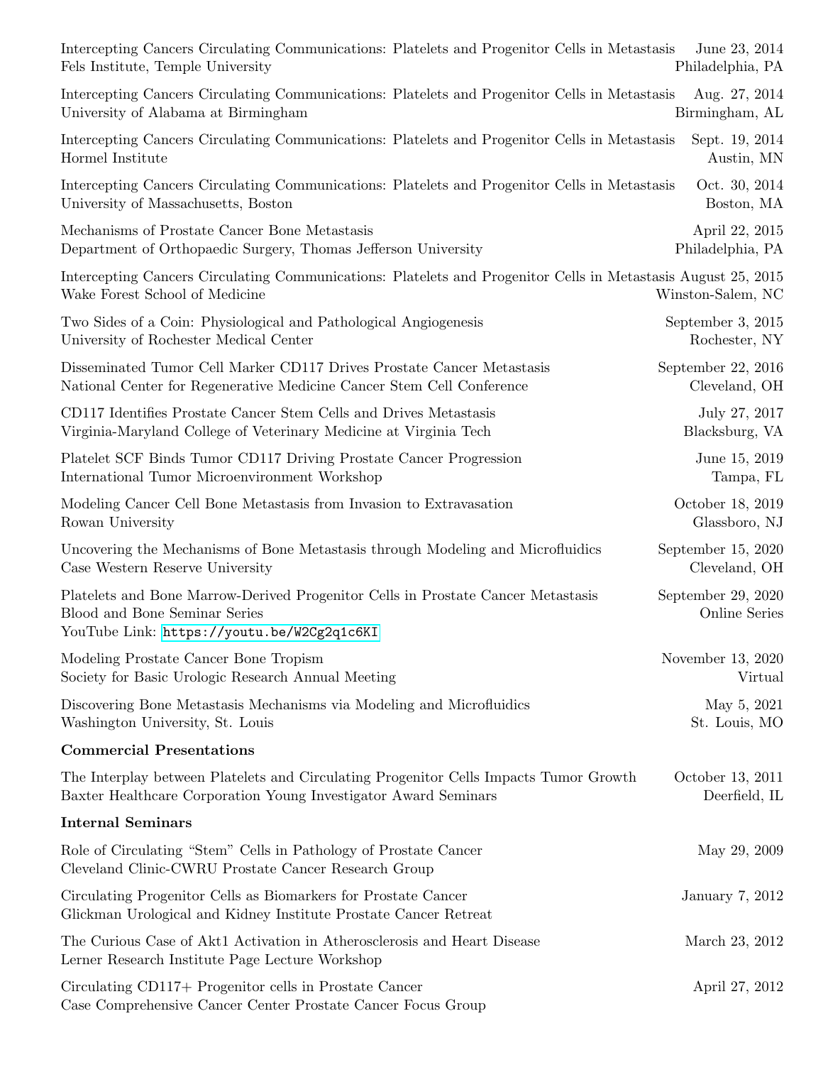Intercepting Cancers Circulating Communications: Platelets and Progenitor Cells in Metastasis — June 23, 2014
Fels Institute, Temple University — Philadelphia, PA

Intercepting Cancers Circulating Communications: Platelets and Progenitor Cells in Metastasis — Aug. 27, 2014
University of Alabama at Birmingham — Birmingham, AL

Intercepting Cancers Circulating Communications: Platelets and Progenitor Cells in Metastasis — Sept. 19, 2014
Hormel Institute — Austin, MN

Intercepting Cancers Circulating Communications: Platelets and Progenitor Cells in Metastasis — Oct. 30, 2014
University of Massachusetts, Boston — Boston, MA

Mechanisms of Prostate Cancer Bone Metastasis — April 22, 2015
Department of Orthopaedic Surgery, Thomas Jefferson University — Philadelphia, PA

Intercepting Cancers Circulating Communications: Platelets and Progenitor Cells in Metastasis — August 25, 2015
Wake Forest School of Medicine — Winston-Salem, NC

Two Sides of a Coin: Physiological and Pathological Angiogenesis — September 3, 2015
University of Rochester Medical Center — Rochester, NY

Disseminated Tumor Cell Marker CD117 Drives Prostate Cancer Metastasis — September 22, 2016
National Center for Regenerative Medicine Cancer Stem Cell Conference — Cleveland, OH

CD117 Identifies Prostate Cancer Stem Cells and Drives Metastasis — July 27, 2017
Virginia-Maryland College of Veterinary Medicine at Virginia Tech — Blacksburg, VA

Platelet SCF Binds Tumor CD117 Driving Prostate Cancer Progression — June 15, 2019
International Tumor Microenvironment Workshop — Tampa, FL

Modeling Cancer Cell Bone Metastasis from Invasion to Extravasation — October 18, 2019
Rowan University — Glassboro, NJ

Uncovering the Mechanisms of Bone Metastasis through Modeling and Microfluidics — September 15, 2020
Case Western Reserve University — Cleveland, OH

Platelets and Bone Marrow-Derived Progenitor Cells in Prostate Cancer Metastasis — September 29, 2020
Blood and Bone Seminar Series — Online Series
YouTube Link: https://youtu.be/W2Cg2q1c6KI

Modeling Prostate Cancer Bone Tropism — November 13, 2020
Society for Basic Urologic Research Annual Meeting — Virtual

Discovering Bone Metastasis Mechanisms via Modeling and Microfluidics — May 5, 2021
Washington University, St. Louis — St. Louis, MO

**Commercial Presentations**

The Interplay between Platelets and Circulating Progenitor Cells Impacts Tumor Growth — October 13, 2011
Baxter Healthcare Corporation Young Investigator Award Seminars — Deerfield, IL

**Internal Seminars**

Role of Circulating "Stem" Cells in Pathology of Prostate Cancer — May 29, 2009
Cleveland Clinic-CWRU Prostate Cancer Research Group

Circulating Progenitor Cells as Biomarkers for Prostate Cancer — January 7, 2012
Glickman Urological and Kidney Institute Prostate Cancer Retreat

The Curious Case of Akt1 Activation in Atherosclerosis and Heart Disease — March 23, 2012
Lerner Research Institute Page Lecture Workshop

Circulating CD117+ Progenitor cells in Prostate Cancer — April 27, 2012
Case Comprehensive Cancer Center Prostate Cancer Focus Group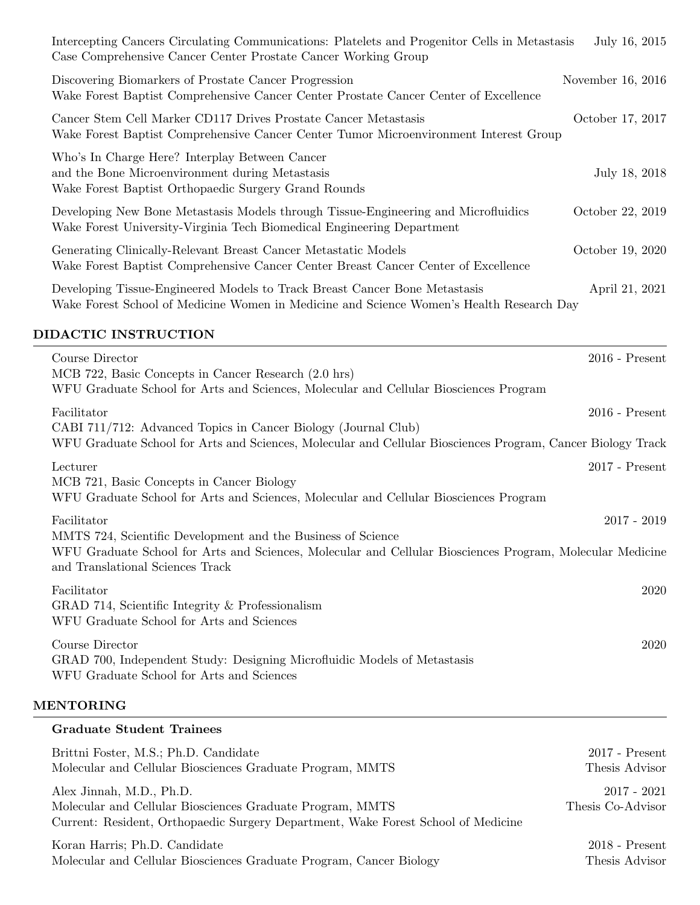Intercepting Cancers Circulating Communications: Platelets and Progenitor Cells in Metastasis — July 16, 2015
Case Comprehensive Cancer Center Prostate Cancer Working Group

Discovering Biomarkers of Prostate Cancer Progression — November 16, 2016
Wake Forest Baptist Comprehensive Cancer Center Prostate Cancer Center of Excellence

Cancer Stem Cell Marker CD117 Drives Prostate Cancer Metastasis — October 17, 2017
Wake Forest Baptist Comprehensive Cancer Center Tumor Microenvironment Interest Group

Who's In Charge Here? Interplay Between Cancer and the Bone Microenvironment during Metastasis — July 18, 2018
Wake Forest Baptist Orthopaedic Surgery Grand Rounds

Developing New Bone Metastasis Models through Tissue-Engineering and Microfluidics — October 22, 2019
Wake Forest University-Virginia Tech Biomedical Engineering Department

Generating Clinically-Relevant Breast Cancer Metastatic Models — October 19, 2020
Wake Forest Baptist Comprehensive Cancer Center Breast Cancer Center of Excellence

Developing Tissue-Engineered Models to Track Breast Cancer Bone Metastasis — April 21, 2021
Wake Forest School of Medicine Women in Medicine and Science Women's Health Research Day

## DIDACTIC INSTRUCTION

Course Director — 2016 - Present
MCB 722, Basic Concepts in Cancer Research (2.0 hrs)
WFU Graduate School for Arts and Sciences, Molecular and Cellular Biosciences Program

Facilitator — 2016 - Present
CABI 711/712: Advanced Topics in Cancer Biology (Journal Club)
WFU Graduate School for Arts and Sciences, Molecular and Cellular Biosciences Program, Cancer Biology Track

Lecturer — 2017 - Present
MCB 721, Basic Concepts in Cancer Biology
WFU Graduate School for Arts and Sciences, Molecular and Cellular Biosciences Program

Facilitator — 2017 - 2019
MMTS 724, Scientific Development and the Business of Science
WFU Graduate School for Arts and Sciences, Molecular and Cellular Biosciences Program, Molecular Medicine and Translational Sciences Track

Facilitator — 2020
GRAD 714, Scientific Integrity & Professionalism
WFU Graduate School for Arts and Sciences

Course Director — 2020
GRAD 700, Independent Study: Designing Microfluidic Models of Metastasis
WFU Graduate School for Arts and Sciences

## MENTORING

### Graduate Student Trainees

Brittni Foster, M.S.; Ph.D. Candidate — 2017 - Present
Molecular and Cellular Biosciences Graduate Program, MMTS — Thesis Advisor

Alex Jinnah, M.D., Ph.D. — 2017 - 2021
Molecular and Cellular Biosciences Graduate Program, MMTS — Thesis Co-Advisor
Current: Resident, Orthopaedic Surgery Department, Wake Forest School of Medicine

Koran Harris; Ph.D. Candidate — 2018 - Present
Molecular and Cellular Biosciences Graduate Program, Cancer Biology — Thesis Advisor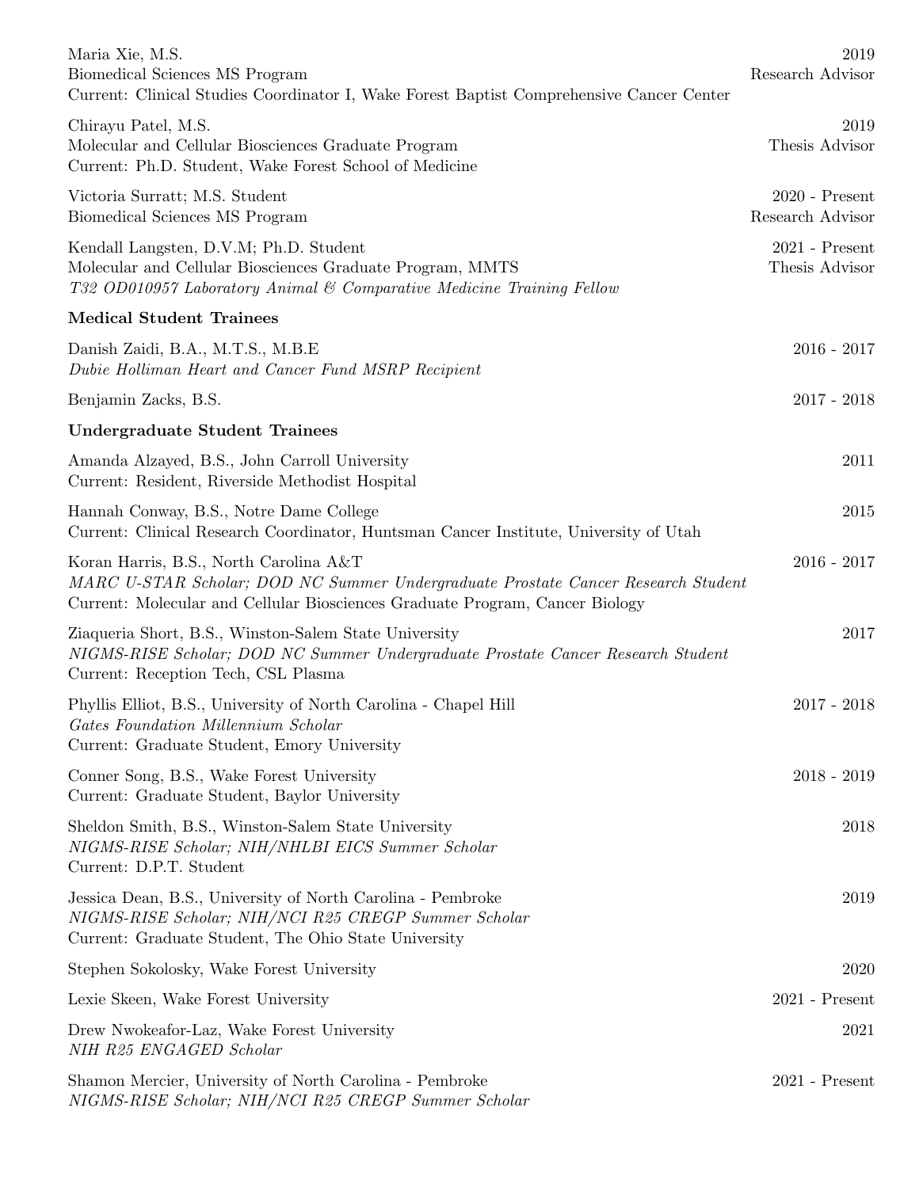Maria Xie, M.S. — 2019
Biomedical Sciences MS Program — Research Advisor
Current: Clinical Studies Coordinator I, Wake Forest Baptist Comprehensive Cancer Center

Chirayu Patel, M.S. — 2019
Molecular and Cellular Biosciences Graduate Program — Thesis Advisor
Current: Ph.D. Student, Wake Forest School of Medicine

Victoria Surratt; M.S. Student — 2020 - Present
Biomedical Sciences MS Program — Research Advisor

Kendall Langsten, D.V.M; Ph.D. Student — 2021 - Present
Molecular and Cellular Biosciences Graduate Program, MMTS — Thesis Advisor
*T32 OD010957 Laboratory Animal & Comparative Medicine Training Fellow*

**Medical Student Trainees**

Danish Zaidi, B.A., M.T.S., M.B.E — 2016 - 2017
*Dubie Holliman Heart and Cancer Fund MSRP Recipient*

Benjamin Zacks, B.S. — 2017 - 2018

**Undergraduate Student Trainees**

Amanda Alzayed, B.S., John Carroll University — 2011
Current: Resident, Riverside Methodist Hospital

Hannah Conway, B.S., Notre Dame College — 2015
Current: Clinical Research Coordinator, Huntsman Cancer Institute, University of Utah

Koran Harris, B.S., North Carolina A&T — 2016 - 2017
*MARC U-STAR Scholar; DOD NC Summer Undergraduate Prostate Cancer Research Student*
Current: Molecular and Cellular Biosciences Graduate Program, Cancer Biology

Ziaqueria Short, B.S., Winston-Salem State University — 2017
*NIGMS-RISE Scholar; DOD NC Summer Undergraduate Prostate Cancer Research Student*
Current: Reception Tech, CSL Plasma

Phyllis Elliot, B.S., University of North Carolina - Chapel Hill — 2017 - 2018
*Gates Foundation Millennium Scholar*
Current: Graduate Student, Emory University

Conner Song, B.S., Wake Forest University — 2018 - 2019
Current: Graduate Student, Baylor University

Sheldon Smith, B.S., Winston-Salem State University — 2018
*NIGMS-RISE Scholar; NIH/NHLBI EICS Summer Scholar*
Current: D.P.T. Student

Jessica Dean, B.S., University of North Carolina - Pembroke — 2019
*NIGMS-RISE Scholar; NIH/NCI R25 CREGP Summer Scholar*
Current: Graduate Student, The Ohio State University

Stephen Sokolosky, Wake Forest University — 2020

Lexie Skeen, Wake Forest University — 2021 - Present

Drew Nwokeafor-Laz, Wake Forest University — 2021
*NIH R25 ENGAGED Scholar*

Shamon Mercier, University of North Carolina - Pembroke — 2021 - Present
*NIGMS-RISE Scholar; NIH/NCI R25 CREGP Summer Scholar*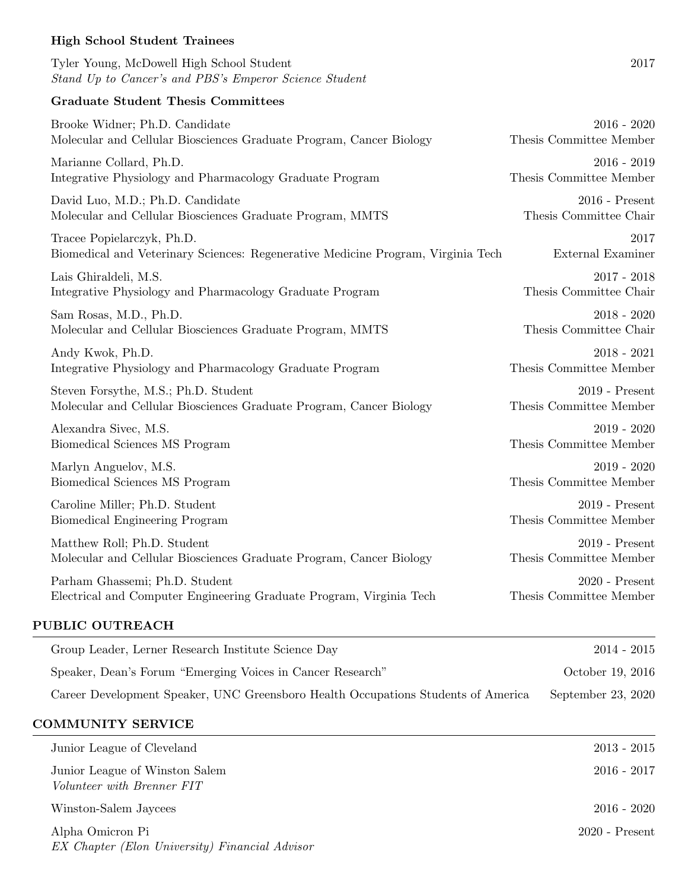**High School Student Trainees**

Tyler Young, McDowell High School Student — 2017
*Stand Up to Cancer's and PBS's Emperor Science Student*

**Graduate Student Thesis Committees**

Brooke Widner; Ph.D. Candidate — 2016 - 2020
Molecular and Cellular Biosciences Graduate Program, Cancer Biology — Thesis Committee Member

Marianne Collard, Ph.D. — 2016 - 2019
Integrative Physiology and Pharmacology Graduate Program — Thesis Committee Member

David Luo, M.D.; Ph.D. Candidate — 2016 - Present
Molecular and Cellular Biosciences Graduate Program, MMTS — Thesis Committee Chair

Tracee Popielarczyk, Ph.D. — 2017
Biomedical and Veterinary Sciences: Regenerative Medicine Program, Virginia Tech — External Examiner

Lais Ghiraldeli, M.S. — 2017 - 2018
Integrative Physiology and Pharmacology Graduate Program — Thesis Committee Chair

Sam Rosas, M.D., Ph.D. — 2018 - 2020
Molecular and Cellular Biosciences Graduate Program, MMTS — Thesis Committee Chair

Andy Kwok, Ph.D. — 2018 - 2021
Integrative Physiology and Pharmacology Graduate Program — Thesis Committee Member

Steven Forsythe, M.S.; Ph.D. Student — 2019 - Present
Molecular and Cellular Biosciences Graduate Program, Cancer Biology — Thesis Committee Member

Alexandra Sivec, M.S. — 2019 - 2020
Biomedical Sciences MS Program — Thesis Committee Member

Marlyn Anguelov, M.S. — 2019 - 2020
Biomedical Sciences MS Program — Thesis Committee Member

Caroline Miller; Ph.D. Student — 2019 - Present
Biomedical Engineering Program — Thesis Committee Member

Matthew Roll; Ph.D. Student — 2019 - Present
Molecular and Cellular Biosciences Graduate Program, Cancer Biology — Thesis Committee Member

Parham Ghassemi; Ph.D. Student — 2020 - Present
Electrical and Computer Engineering Graduate Program, Virginia Tech — Thesis Committee Member

## PUBLIC OUTREACH

Group Leader, Lerner Research Institute Science Day — 2014 - 2015

Speaker, Dean's Forum "Emerging Voices in Cancer Research" — October 19, 2016

Career Development Speaker, UNC Greensboro Health Occupations Students of America — September 23, 2020

## COMMUNITY SERVICE

Junior League of Cleveland — 2013 - 2015

Junior League of Winston Salem — 2016 - 2017
*Volunteer with Brenner FIT*

Winston-Salem Jaycees — 2016 - 2020

Alpha Omicron Pi — 2020 - Present
*EX Chapter (Elon University) Financial Advisor*